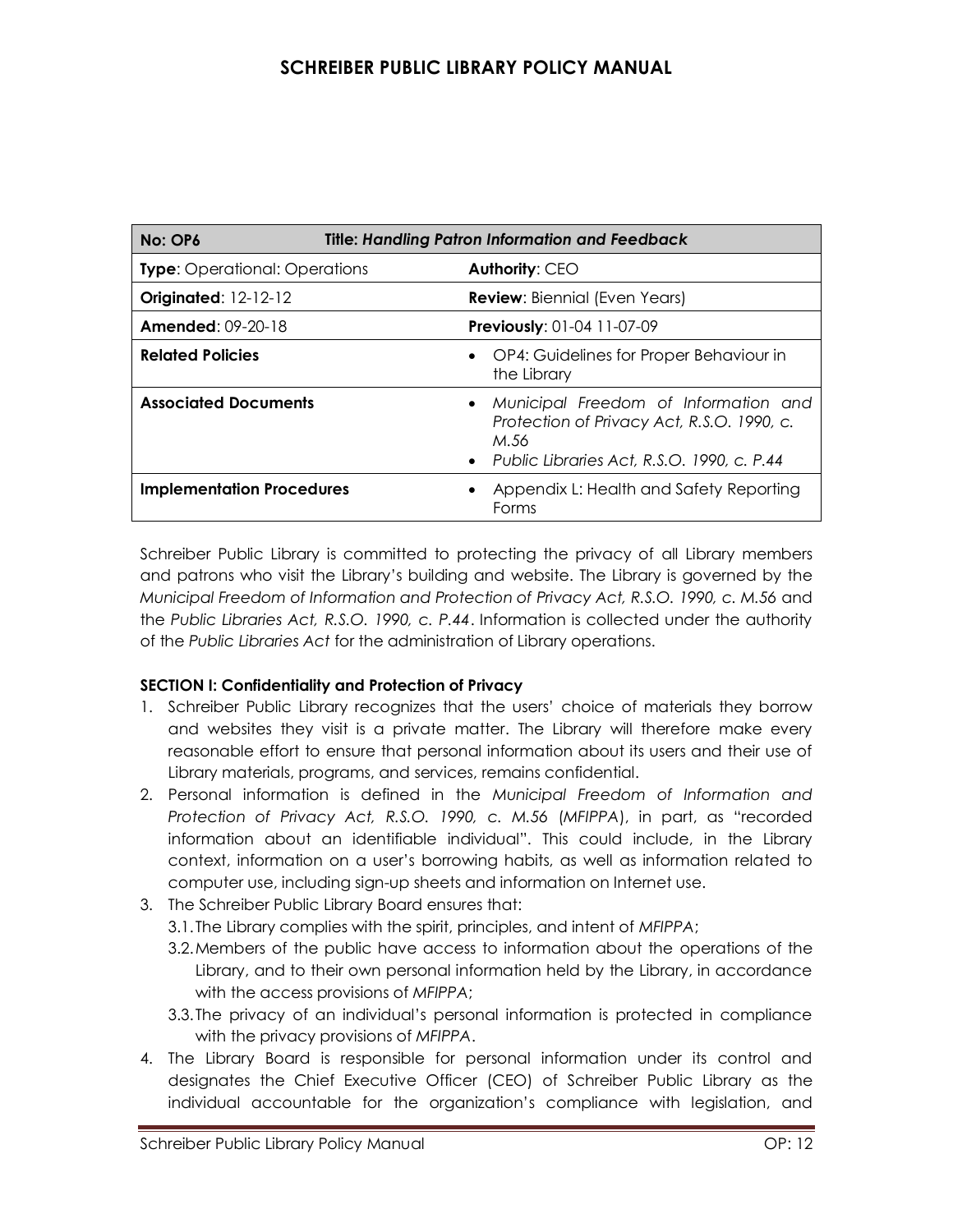# SCHREIBER PUBLIC LIBRARY POLICY MANUAL

| No: OP6 | Title: *Handling Patron Information and Feedback* |
|---|---|
| **Type**: Operational: Operations | **Authority**: CEO |
| **Originated**: 12-12-12 | **Review**: Biennial (Even Years) |
| **Amended**: 09-20-18 | **Previously**: 01-04 11-07-09 |
| **Related Policies** | • OP4: Guidelines for Proper Behaviour in the Library |
| **Associated Documents** | • *Municipal Freedom of Information and Protection of Privacy Act, R.S.O. 1990, c. M.56* <br> • *Public Libraries Act, R.S.O. 1990, c. P.44* |
| **Implementation Procedures** | • Appendix L: Health and Safety Reporting Forms |

Schreiber Public Library is committed to protecting the privacy of all Library members and patrons who visit the Library's building and website. The Library is governed by the *Municipal Freedom of Information and Protection of Privacy Act, R.S.O. 1990, c. M.56* and the *Public Libraries Act, R.S.O. 1990, c. P.44*. Information is collected under the authority of the *Public Libraries Act* for the administration of Library operations.

**SECTION I: Confidentiality and Protection of Privacy**

1. Schreiber Public Library recognizes that the users' choice of materials they borrow and websites they visit is a private matter. The Library will therefore make every reasonable effort to ensure that personal information about its users and their use of Library materials, programs, and services, remains confidential.
2. Personal information is defined in the *Municipal Freedom of Information and Protection of Privacy Act, R.S.O. 1990, c. M.56* (*MFIPPA*), in part, as "recorded information about an identifiable individual". This could include, in the Library context, information on a user's borrowing habits, as well as information related to computer use, including sign-up sheets and information on Internet use.
3. The Schreiber Public Library Board ensures that:
   3.1. The Library complies with the spirit, principles, and intent of *MFIPPA*;
   3.2. Members of the public have access to information about the operations of the Library, and to their own personal information held by the Library, in accordance with the access provisions of *MFIPPA*;
   3.3. The privacy of an individual's personal information is protected in compliance with the privacy provisions of *MFIPPA*.
4. The Library Board is responsible for personal information under its control and designates the Chief Executive Officer (CEO) of Schreiber Public Library as the individual accountable for the organization's compliance with legislation, and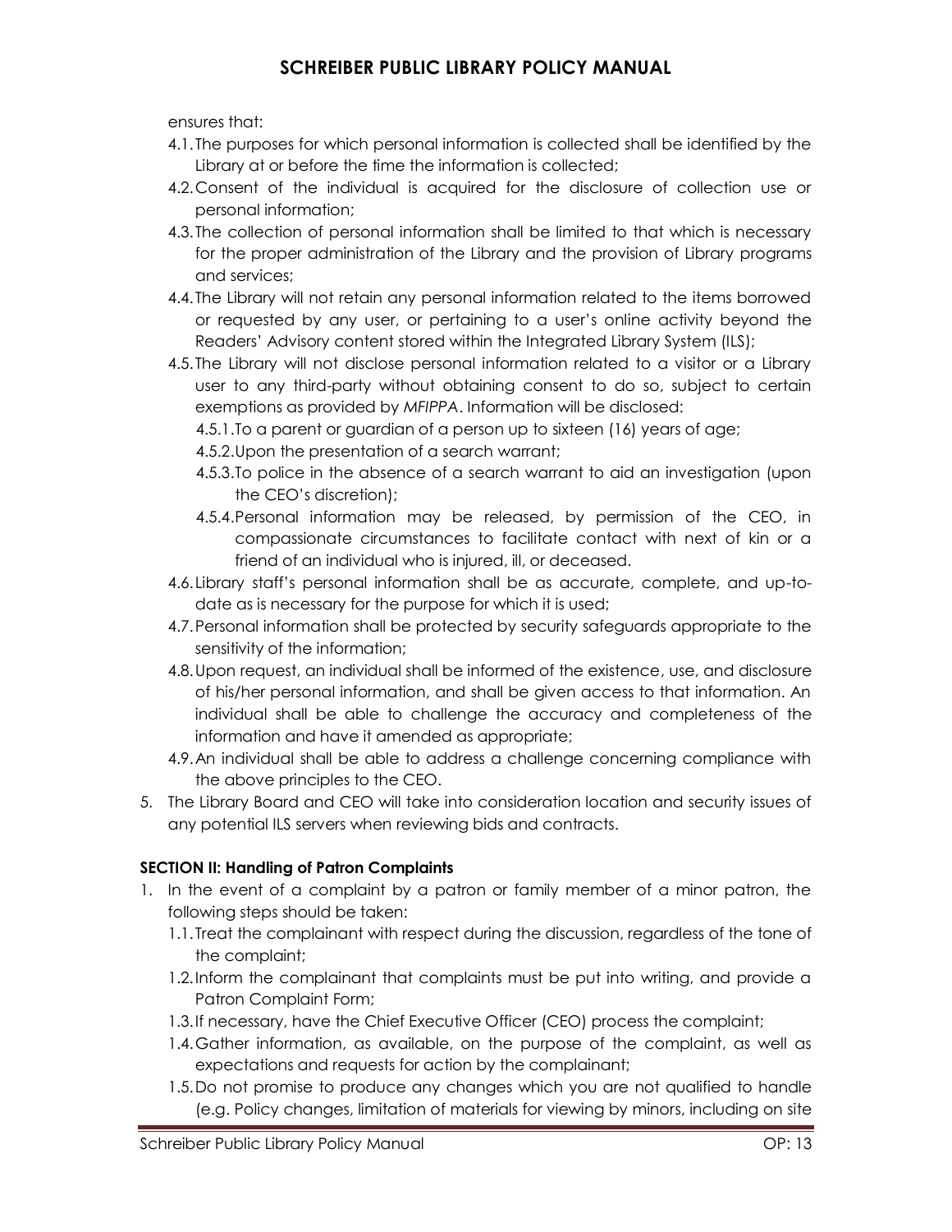ensures that:

- 4.1. The purposes for which personal information is collected shall be identified by the Library at or before the time the information is collected;
- 4.2. Consent of the individual is acquired for the disclosure of collection use or personal information;
- 4.3. The collection of personal information shall be limited to that which is necessary for the proper administration of the Library and the provision of Library programs and services;
- 4.4. The Library will not retain any personal information related to the items borrowed or requested by any user, or pertaining to a user's online activity beyond the Readers' Advisory content stored within the Integrated Library System (ILS);
- 4.5. The Library will not disclose personal information related to a visitor or a Library user to any third-party without obtaining consent to do so, subject to certain exemptions as provided by *MFIPPA*. Information will be disclosed:
  - 4.5.1. To a parent or guardian of a person up to sixteen (16) years of age;
  - 4.5.2. Upon the presentation of a search warrant;
  - 4.5.3. To police in the absence of a search warrant to aid an investigation (upon the CEO's discretion);
  - 4.5.4. Personal information may be released, by permission of the CEO, in compassionate circumstances to facilitate contact with next of kin or a friend of an individual who is injured, ill, or deceased.
- 4.6. Library staff's personal information shall be as accurate, complete, and up-to-date as is necessary for the purpose for which it is used;
- 4.7. Personal information shall be protected by security safeguards appropriate to the sensitivity of the information;
- 4.8. Upon request, an individual shall be informed of the existence, use, and disclosure of his/her personal information, and shall be given access to that information. An individual shall be able to challenge the accuracy and completeness of the information and have it amended as appropriate;
- 4.9. An individual shall be able to address a challenge concerning compliance with the above principles to the CEO.

5. The Library Board and CEO will take into consideration location and security issues of any potential ILS servers when reviewing bids and contracts.

**SECTION II: Handling of Patron Complaints**

1. In the event of a complaint by a patron or family member of a minor patron, the following steps should be taken:
   - 1.1. Treat the complainant with respect during the discussion, regardless of the tone of the complaint;
   - 1.2. Inform the complainant that complaints must be put into writing, and provide a Patron Complaint Form;
   - 1.3. If necessary, have the Chief Executive Officer (CEO) process the complaint;
   - 1.4. Gather information, as available, on the purpose of the complaint, as well as expectations and requests for action by the complainant;
   - 1.5. Do not promise to produce any changes which you are not qualified to handle (e.g. Policy changes, limitation of materials for viewing by minors, including on site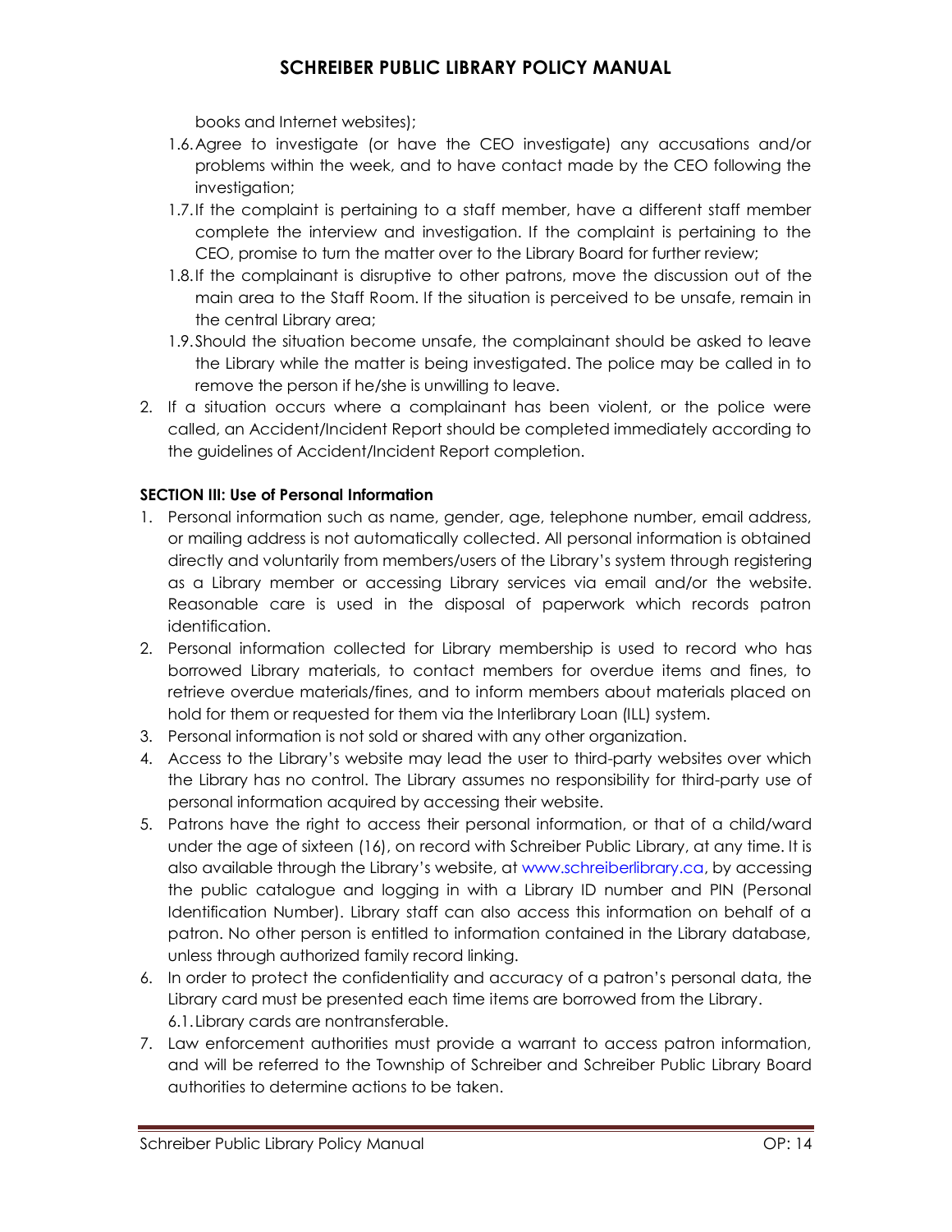books and Internet websites);

   1.6. Agree to investigate (or have the CEO investigate) any accusations and/or problems within the week, and to have contact made by the CEO following the investigation;
   1.7. If the complaint is pertaining to a staff member, have a different staff member complete the interview and investigation. If the complaint is pertaining to the CEO, promise to turn the matter over to the Library Board for further review;
   1.8. If the complainant is disruptive to other patrons, move the discussion out of the main area to the Staff Room. If the situation is perceived to be unsafe, remain in the central Library area;
   1.9. Should the situation become unsafe, the complainant should be asked to leave the Library while the matter is being investigated. The police may be called in to remove the person if he/she is unwilling to leave.

2. If a situation occurs where a complainant has been violent, or the police were called, an Accident/Incident Report should be completed immediately according to the guidelines of Accident/Incident Report completion.

**SECTION III: Use of Personal Information**

1. Personal information such as name, gender, age, telephone number, email address, or mailing address is not automatically collected. All personal information is obtained directly and voluntarily from members/users of the Library's system through registering as a Library member or accessing Library services via email and/or the website. Reasonable care is used in the disposal of paperwork which records patron identification.
2. Personal information collected for Library membership is used to record who has borrowed Library materials, to contact members for overdue items and fines, to retrieve overdue materials/fines, and to inform members about materials placed on hold for them or requested for them via the Interlibrary Loan (ILL) system.
3. Personal information is not sold or shared with any other organization.
4. Access to the Library's website may lead the user to third-party websites over which the Library has no control. The Library assumes no responsibility for third-party use of personal information acquired by accessing their website.
5. Patrons have the right to access their personal information, or that of a child/ward under the age of sixteen (16), on record with Schreiber Public Library, at any time. It is also available through the Library's website, at www.schreiberlibrary.ca, by accessing the public catalogue and logging in with a Library ID number and PIN (Personal Identification Number). Library staff can also access this information on behalf of a patron. No other person is entitled to information contained in the Library database, unless through authorized family record linking.
6. In order to protect the confidentiality and accuracy of a patron's personal data, the Library card must be presented each time items are borrowed from the Library.
   6.1. Library cards are nontransferable.
7. Law enforcement authorities must provide a warrant to access patron information, and will be referred to the Township of Schreiber and Schreiber Public Library Board authorities to determine actions to be taken.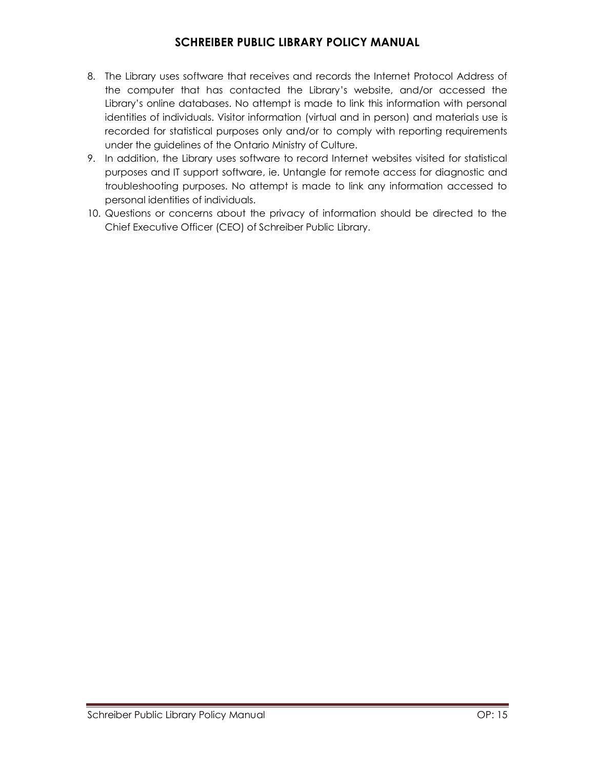8. The Library uses software that receives and records the Internet Protocol Address of the computer that has contacted the Library's website, and/or accessed the Library's online databases. No attempt is made to link this information with personal identities of individuals. Visitor information (virtual and in person) and materials use is recorded for statistical purposes only and/or to comply with reporting requirements under the guidelines of the Ontario Ministry of Culture.
9. In addition, the Library uses software to record Internet websites visited for statistical purposes and IT support software, ie. Untangle for remote access for diagnostic and troubleshooting purposes. No attempt is made to link any information accessed to personal identities of individuals.
10. Questions or concerns about the privacy of information should be directed to the Chief Executive Officer (CEO) of Schreiber Public Library.